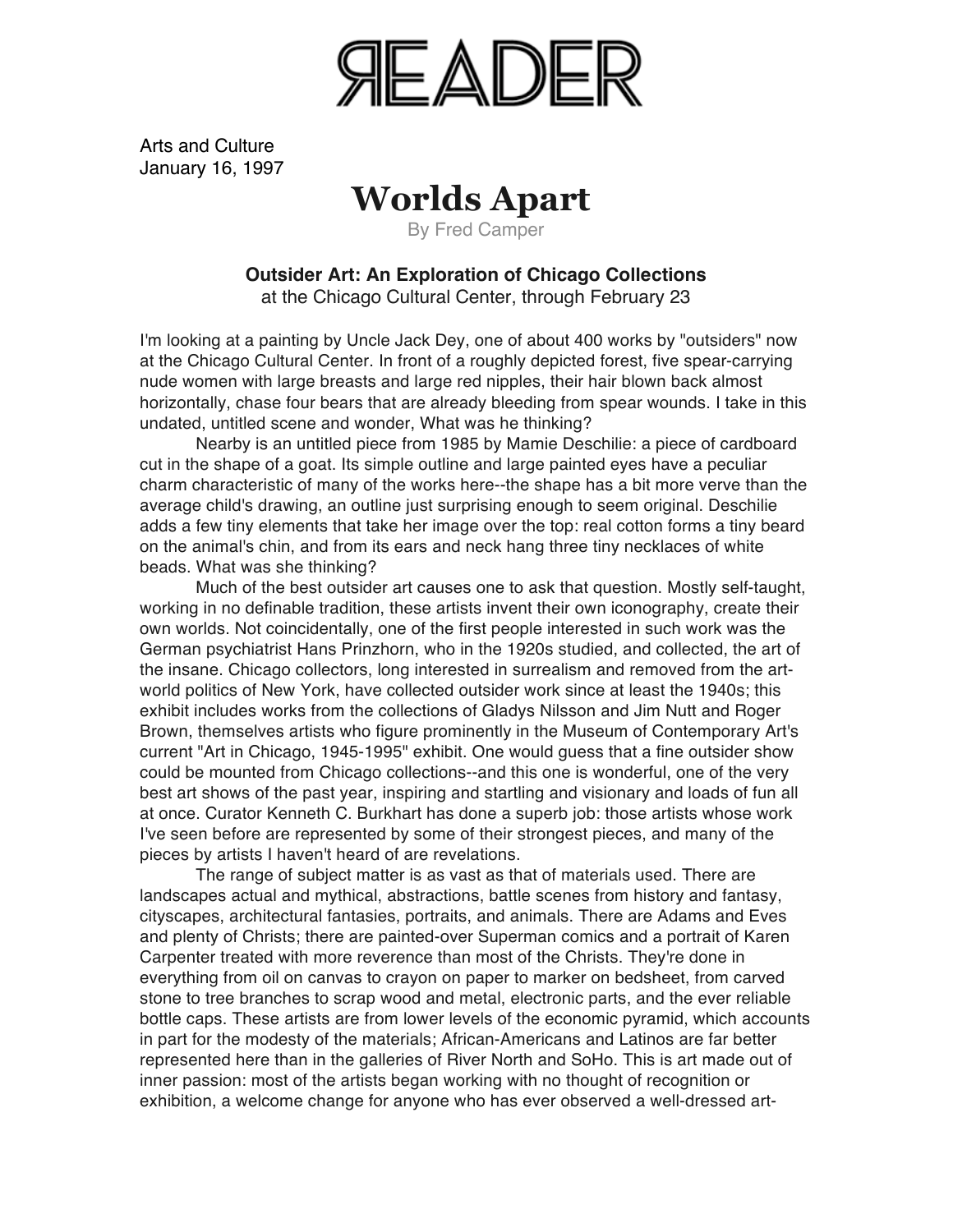READER

Arts and Culture
January 16, 1997

# Worlds Apart

By Fred Camper

### Outsider Art: An Exploration of Chicago Collections

at the Chicago Cultural Center, through February 23

I'm looking at a painting by Uncle Jack Dey, one of about 400 works by "outsiders" now at the Chicago Cultural Center. In front of a roughly depicted forest, five spear-carrying nude women with large breasts and large red nipples, their hair blown back almost horizontally, chase four bears that are already bleeding from spear wounds. I take in this undated, untitled scene and wonder, What was he thinking?

Nearby is an untitled piece from 1985 by Mamie Deschilie: a piece of cardboard cut in the shape of a goat. Its simple outline and large painted eyes have a peculiar charm characteristic of many of the works here--the shape has a bit more verve than the average child's drawing, an outline just surprising enough to seem original. Deschilie adds a few tiny elements that take her image over the top: real cotton forms a tiny beard on the animal's chin, and from its ears and neck hang three tiny necklaces of white beads. What was she thinking?

Much of the best outsider art causes one to ask that question. Mostly self-taught, working in no definable tradition, these artists invent their own iconography, create their own worlds. Not coincidentally, one of the first people interested in such work was the German psychiatrist Hans Prinzhorn, who in the 1920s studied, and collected, the art of the insane. Chicago collectors, long interested in surrealism and removed from the art-world politics of New York, have collected outsider work since at least the 1940s; this exhibit includes works from the collections of Gladys Nilsson and Jim Nutt and Roger Brown, themselves artists who figure prominently in the Museum of Contemporary Art's current "Art in Chicago, 1945-1995" exhibit. One would guess that a fine outsider show could be mounted from Chicago collections--and this one is wonderful, one of the very best art shows of the past year, inspiring and startling and visionary and loads of fun all at once. Curator Kenneth C. Burkhart has done a superb job: those artists whose work I've seen before are represented by some of their strongest pieces, and many of the pieces by artists I haven't heard of are revelations.

The range of subject matter is as vast as that of materials used. There are landscapes actual and mythical, abstractions, battle scenes from history and fantasy, cityscapes, architectural fantasies, portraits, and animals. There are Adams and Eves and plenty of Christs; there are painted-over Superman comics and a portrait of Karen Carpenter treated with more reverence than most of the Christs. They're done in everything from oil on canvas to crayon on paper to marker on bedsheet, from carved stone to tree branches to scrap wood and metal, electronic parts, and the ever reliable bottle caps. These artists are from lower levels of the economic pyramid, which accounts in part for the modesty of the materials; African-Americans and Latinos are far better represented here than in the galleries of River North and SoHo. This is art made out of inner passion: most of the artists began working with no thought of recognition or exhibition, a welcome change for anyone who has ever observed a well-dressed art-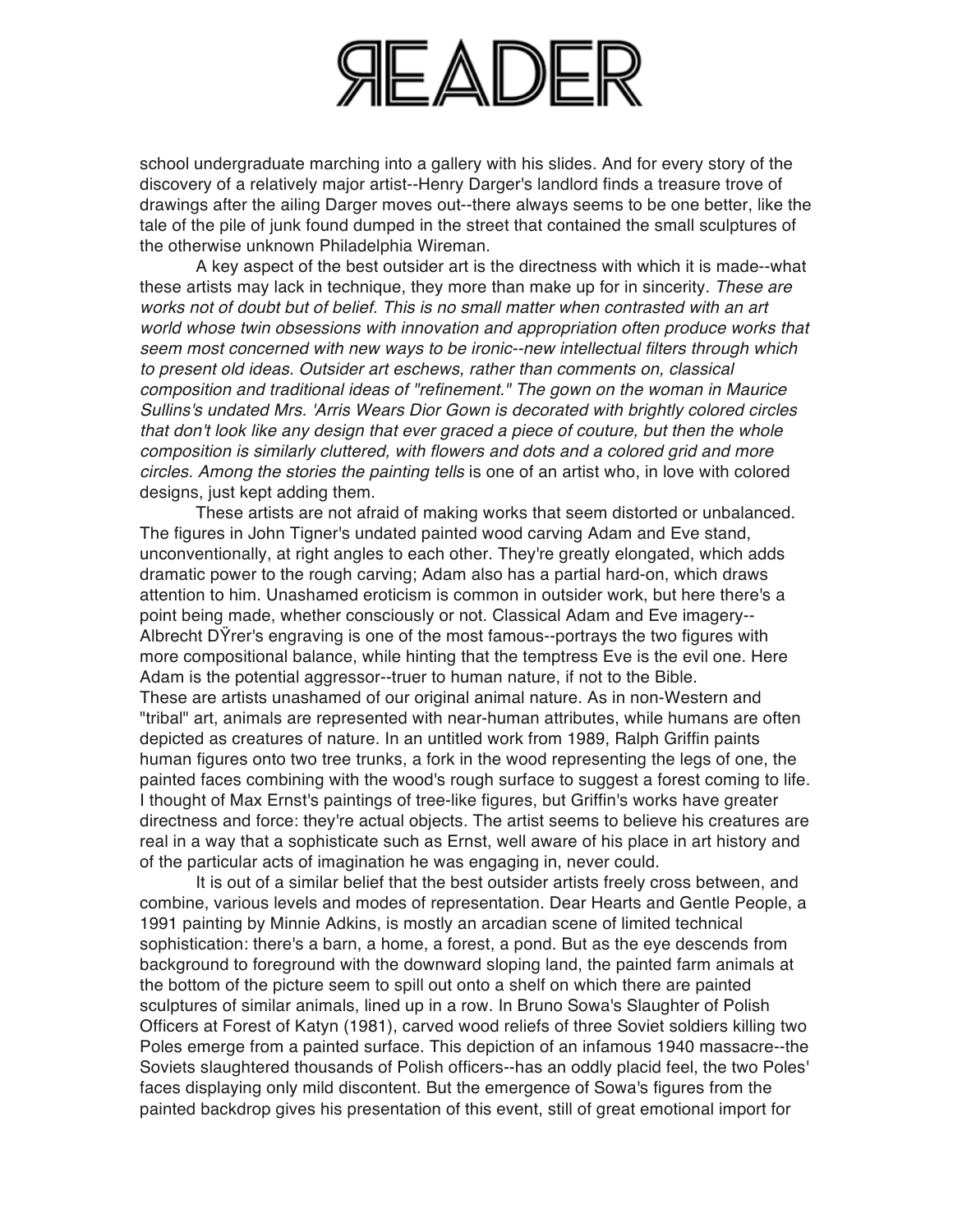school undergraduate marching into a gallery with his slides. And for every story of the discovery of a relatively major artist--Henry Darger's landlord finds a treasure trove of drawings after the ailing Darger moves out--there always seems to be one better, like the tale of the pile of junk found dumped in the street that contained the small sculptures of the otherwise unknown Philadelphia Wireman.

A key aspect of the best outsider art is the directness with which it is made--what these artists may lack in technique, they more than make up for in sincerity. *These are works not of doubt but of belief. This is no small matter when contrasted with an art world whose twin obsessions with innovation and appropriation often produce works that seem most concerned with new ways to be ironic--new intellectual filters through which to present old ideas. Outsider art eschews, rather than comments on, classical composition and traditional ideas of "refinement." The gown on the woman in Maurice Sullins's undated Mrs. 'Arris Wears Dior Gown is decorated with brightly colored circles that don't look like any design that ever graced a piece of couture, but then the whole composition is similarly cluttered, with flowers and dots and a colored grid and more circles. Among the stories the painting tells* is one of an artist who, in love with colored designs, just kept adding them.

These artists are not afraid of making works that seem distorted or unbalanced. The figures in John Tigner's undated painted wood carving Adam and Eve stand, unconventionally, at right angles to each other. They're greatly elongated, which adds dramatic power to the rough carving; Adam also has a partial hard-on, which draws attention to him. Unashamed eroticism is common in outsider work, but here there's a point being made, whether consciously or not. Classical Adam and Eve imagery--Albrecht DŸrer's engraving is one of the most famous--portrays the two figures with more compositional balance, while hinting that the temptress Eve is the evil one. Here Adam is the potential aggressor--truer to human nature, if not to the Bible.
These are artists unashamed of our original animal nature. As in non-Western and "tribal" art, animals are represented with near-human attributes, while humans are often depicted as creatures of nature. In an untitled work from 1989, Ralph Griffin paints human figures onto two tree trunks, a fork in the wood representing the legs of one, the painted faces combining with the wood's rough surface to suggest a forest coming to life. I thought of Max Ernst's paintings of tree-like figures, but Griffin's works have greater directness and force: they're actual objects. The artist seems to believe his creatures are real in a way that a sophisticate such as Ernst, well aware of his place in art history and of the particular acts of imagination he was engaging in, never could.

It is out of a similar belief that the best outsider artists freely cross between, and combine, various levels and modes of representation. Dear Hearts and Gentle People, a 1991 painting by Minnie Adkins, is mostly an arcadian scene of limited technical sophistication: there's a barn, a home, a forest, a pond. But as the eye descends from background to foreground with the downward sloping land, the painted farm animals at the bottom of the picture seem to spill out onto a shelf on which there are painted sculptures of similar animals, lined up in a row. In Bruno Sowa's Slaughter of Polish Officers at Forest of Katyn (1981), carved wood reliefs of three Soviet soldiers killing two Poles emerge from a painted surface. This depiction of an infamous 1940 massacre--the Soviets slaughtered thousands of Polish officers--has an oddly placid feel, the two Poles' faces displaying only mild discontent. But the emergence of Sowa's figures from the painted backdrop gives his presentation of this event, still of great emotional import for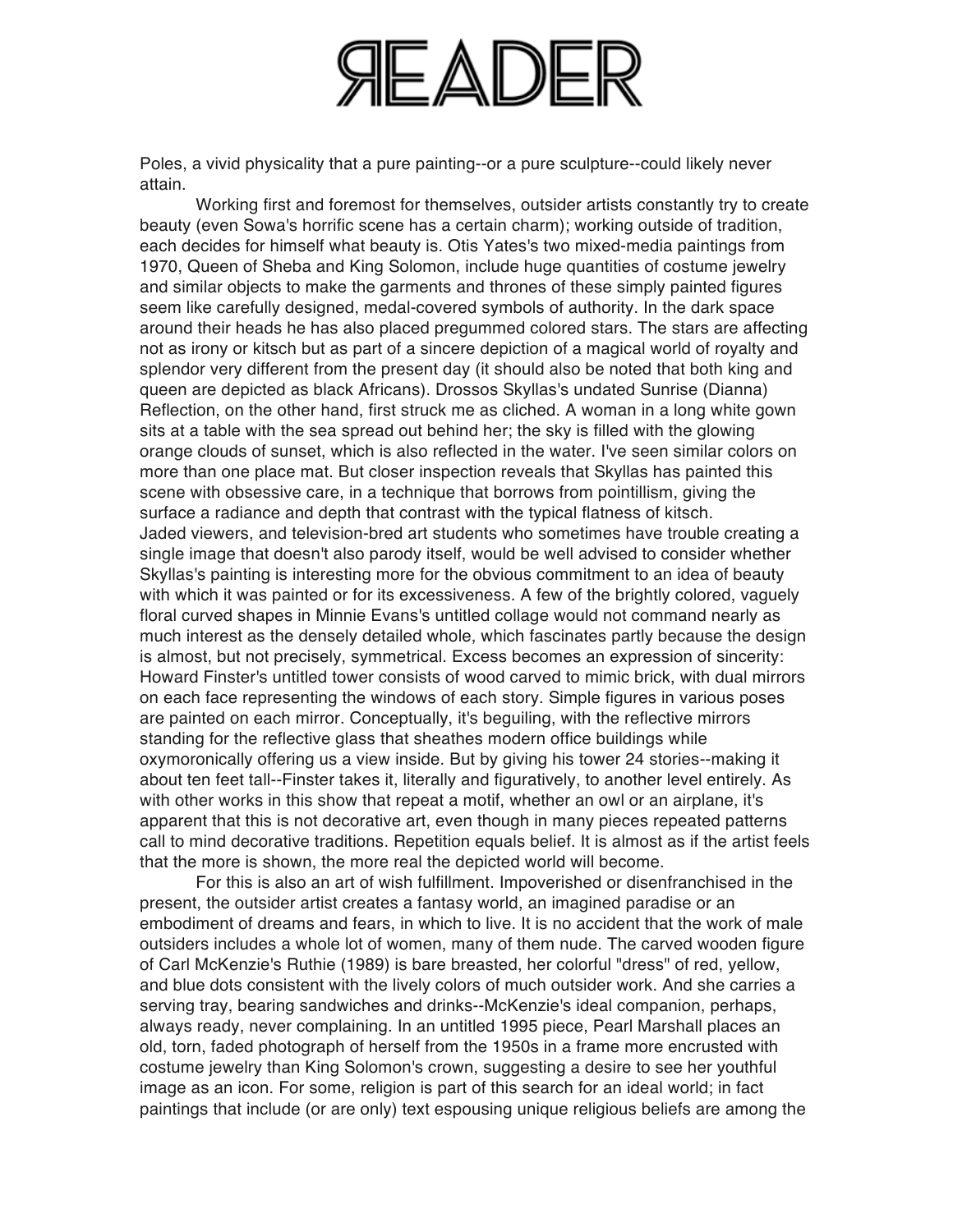Poles, a vivid physicality that a pure painting--or a pure sculpture--could likely never attain.

Working first and foremost for themselves, outsider artists constantly try to create beauty (even Sowa's horrific scene has a certain charm); working outside of tradition, each decides for himself what beauty is. Otis Yates's two mixed-media paintings from 1970, Queen of Sheba and King Solomon, include huge quantities of costume jewelry and similar objects to make the garments and thrones of these simply painted figures seem like carefully designed, medal-covered symbols of authority. In the dark space around their heads he has also placed pregummed colored stars. The stars are affecting not as irony or kitsch but as part of a sincere depiction of a magical world of royalty and splendor very different from the present day (it should also be noted that both king and queen are depicted as black Africans). Drossos Skyllas's undated Sunrise (Dianna) Reflection, on the other hand, first struck me as cliched. A woman in a long white gown sits at a table with the sea spread out behind her; the sky is filled with the glowing orange clouds of sunset, which is also reflected in the water. I've seen similar colors on more than one place mat. But closer inspection reveals that Skyllas has painted this scene with obsessive care, in a technique that borrows from pointillism, giving the surface a radiance and depth that contrast with the typical flatness of kitsch.

Jaded viewers, and television-bred art students who sometimes have trouble creating a single image that doesn't also parody itself, would be well advised to consider whether Skyllas's painting is interesting more for the obvious commitment to an idea of beauty with which it was painted or for its excessiveness. A few of the brightly colored, vaguely floral curved shapes in Minnie Evans's untitled collage would not command nearly as much interest as the densely detailed whole, which fascinates partly because the design is almost, but not precisely, symmetrical. Excess becomes an expression of sincerity: Howard Finster's untitled tower consists of wood carved to mimic brick, with dual mirrors on each face representing the windows of each story. Simple figures in various poses are painted on each mirror. Conceptually, it's beguiling, with the reflective mirrors standing for the reflective glass that sheathes modern office buildings while oxymoronically offering us a view inside. But by giving his tower 24 stories--making it about ten feet tall--Finster takes it, literally and figuratively, to another level entirely. As with other works in this show that repeat a motif, whether an owl or an airplane, it's apparent that this is not decorative art, even though in many pieces repeated patterns call to mind decorative traditions. Repetition equals belief. It is almost as if the artist feels that the more is shown, the more real the depicted world will become.

For this is also an art of wish fulfillment. Impoverished or disenfranchised in the present, the outsider artist creates a fantasy world, an imagined paradise or an embodiment of dreams and fears, in which to live. It is no accident that the work of male outsiders includes a whole lot of women, many of them nude. The carved wooden figure of Carl McKenzie's Ruthie (1989) is bare breasted, her colorful "dress" of red, yellow, and blue dots consistent with the lively colors of much outsider work. And she carries a serving tray, bearing sandwiches and drinks--McKenzie's ideal companion, perhaps, always ready, never complaining. In an untitled 1995 piece, Pearl Marshall places an old, torn, faded photograph of herself from the 1950s in a frame more encrusted with costume jewelry than King Solomon's crown, suggesting a desire to see her youthful image as an icon. For some, religion is part of this search for an ideal world; in fact paintings that include (or are only) text espousing unique religious beliefs are among the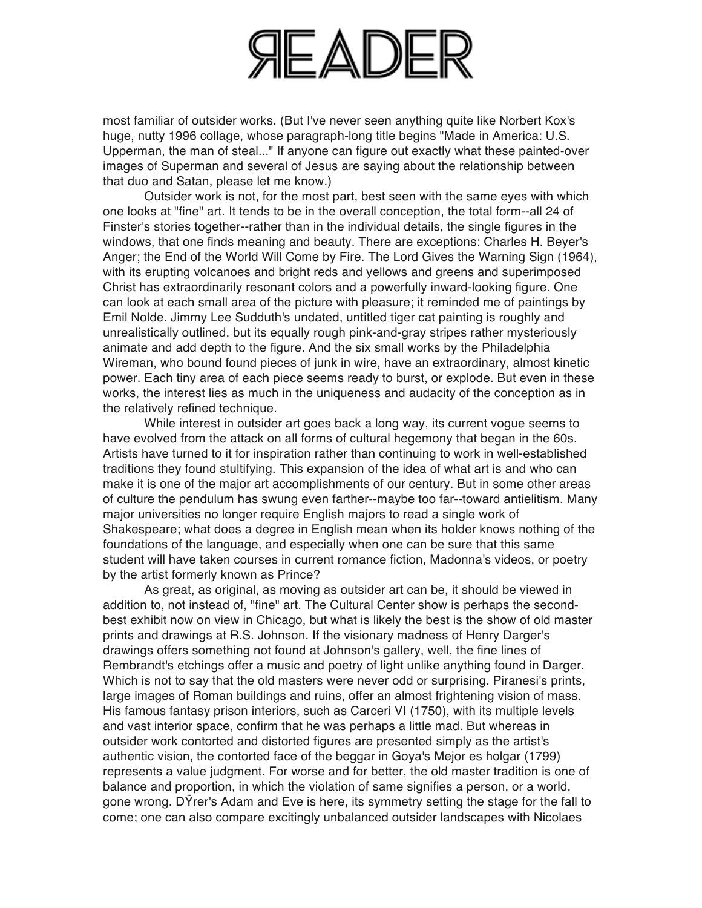most familiar of outsider works. (But I've never seen anything quite like Norbert Kox's huge, nutty 1996 collage, whose paragraph-long title begins "Made in America: U.S. Upperman, the man of steal..." If anyone can figure out exactly what these painted-over images of Superman and several of Jesus are saying about the relationship between that duo and Satan, please let me know.)

Outsider work is not, for the most part, best seen with the same eyes with which one looks at "fine" art. It tends to be in the overall conception, the total form--all 24 of Finster's stories together--rather than in the individual details, the single figures in the windows, that one finds meaning and beauty. There are exceptions: Charles H. Beyer's Anger; the End of the World Will Come by Fire. The Lord Gives the Warning Sign (1964), with its erupting volcanoes and bright reds and yellows and greens and superimposed Christ has extraordinarily resonant colors and a powerfully inward-looking figure. One can look at each small area of the picture with pleasure; it reminded me of paintings by Emil Nolde. Jimmy Lee Sudduth's undated, untitled tiger cat painting is roughly and unrealistically outlined, but its equally rough pink-and-gray stripes rather mysteriously animate and add depth to the figure. And the six small works by the Philadelphia Wireman, who bound found pieces of junk in wire, have an extraordinary, almost kinetic power. Each tiny area of each piece seems ready to burst, or explode. But even in these works, the interest lies as much in the uniqueness and audacity of the conception as in the relatively refined technique.

While interest in outsider art goes back a long way, its current vogue seems to have evolved from the attack on all forms of cultural hegemony that began in the 60s. Artists have turned to it for inspiration rather than continuing to work in well-established traditions they found stultifying. This expansion of the idea of what art is and who can make it is one of the major art accomplishments of our century. But in some other areas of culture the pendulum has swung even farther--maybe too far--toward antielitism. Many major universities no longer require English majors to read a single work of Shakespeare; what does a degree in English mean when its holder knows nothing of the foundations of the language, and especially when one can be sure that this same student will have taken courses in current romance fiction, Madonna's videos, or poetry by the artist formerly known as Prince?

As great, as original, as moving as outsider art can be, it should be viewed in addition to, not instead of, "fine" art. The Cultural Center show is perhaps the second-best exhibit now on view in Chicago, but what is likely the best is the show of old master prints and drawings at R.S. Johnson. If the visionary madness of Henry Darger's drawings offers something not found at Johnson's gallery, well, the fine lines of Rembrandt's etchings offer a music and poetry of light unlike anything found in Darger. Which is not to say that the old masters were never odd or surprising. Piranesi's prints, large images of Roman buildings and ruins, offer an almost frightening vision of mass. His famous fantasy prison interiors, such as Carceri VI (1750), with its multiple levels and vast interior space, confirm that he was perhaps a little mad. But whereas in outsider work contorted and distorted figures are presented simply as the artist's authentic vision, the contorted face of the beggar in Goya's Mejor es holgar (1799) represents a value judgment. For worse and for better, the old master tradition is one of balance and proportion, in which the violation of same signifies a person, or a world, gone wrong. DŸrer's Adam and Eve is here, its symmetry setting the stage for the fall to come; one can also compare excitingly unbalanced outsider landscapes with Nicolaes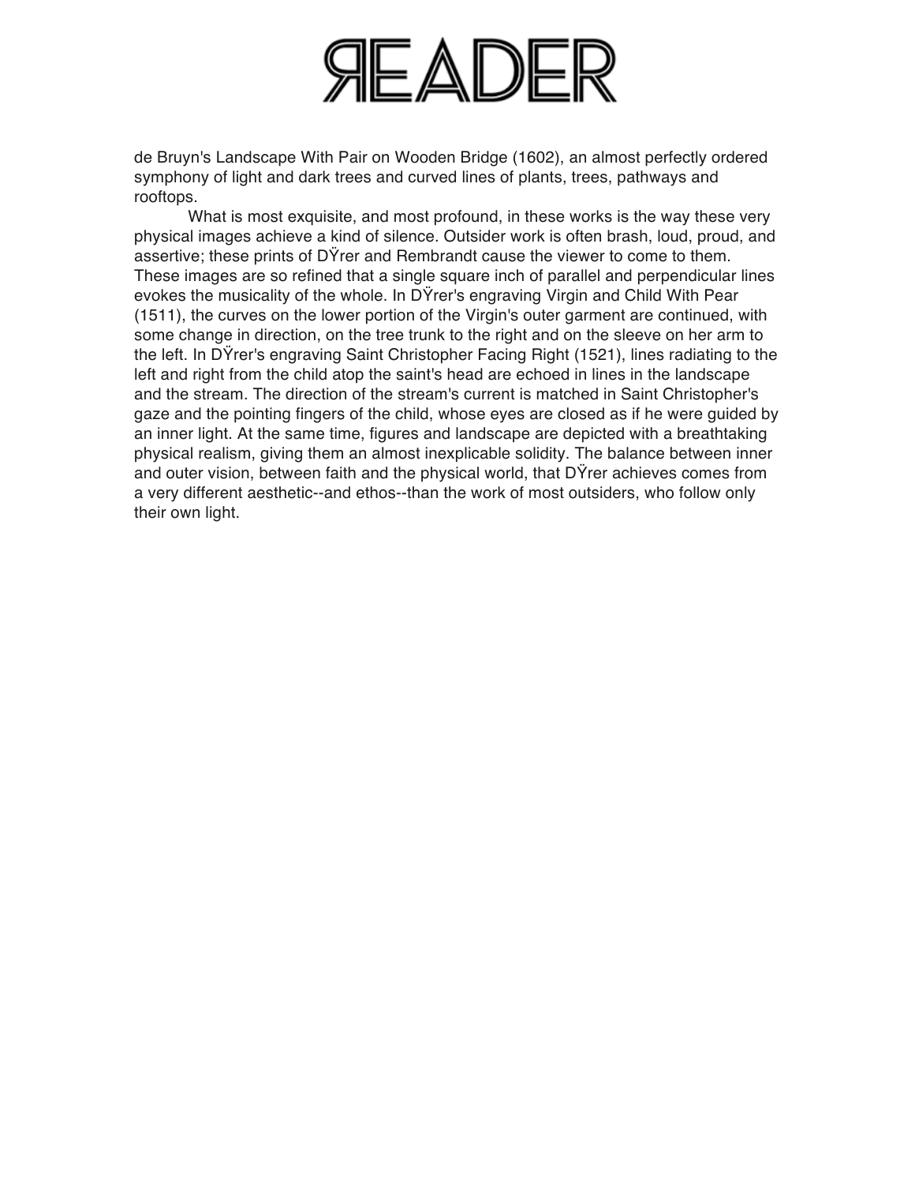de Bruyn's Landscape With Pair on Wooden Bridge (1602), an almost perfectly ordered symphony of light and dark trees and curved lines of plants, trees, pathways and rooftops.

What is most exquisite, and most profound, in these works is the way these very physical images achieve a kind of silence. Outsider work is often brash, loud, proud, and assertive; these prints of DŸrer and Rembrandt cause the viewer to come to them. These images are so refined that a single square inch of parallel and perpendicular lines evokes the musicality of the whole. In DŸrer's engraving Virgin and Child With Pear (1511), the curves on the lower portion of the Virgin's outer garment are continued, with some change in direction, on the tree trunk to the right and on the sleeve on her arm to the left. In DŸrer's engraving Saint Christopher Facing Right (1521), lines radiating to the left and right from the child atop the saint's head are echoed in lines in the landscape and the stream. The direction of the stream's current is matched in Saint Christopher's gaze and the pointing fingers of the child, whose eyes are closed as if he were guided by an inner light. At the same time, figures and landscape are depicted with a breathtaking physical realism, giving them an almost inexplicable solidity. The balance between inner and outer vision, between faith and the physical world, that DŸrer achieves comes from a very different aesthetic--and ethos--than the work of most outsiders, who follow only their own light.